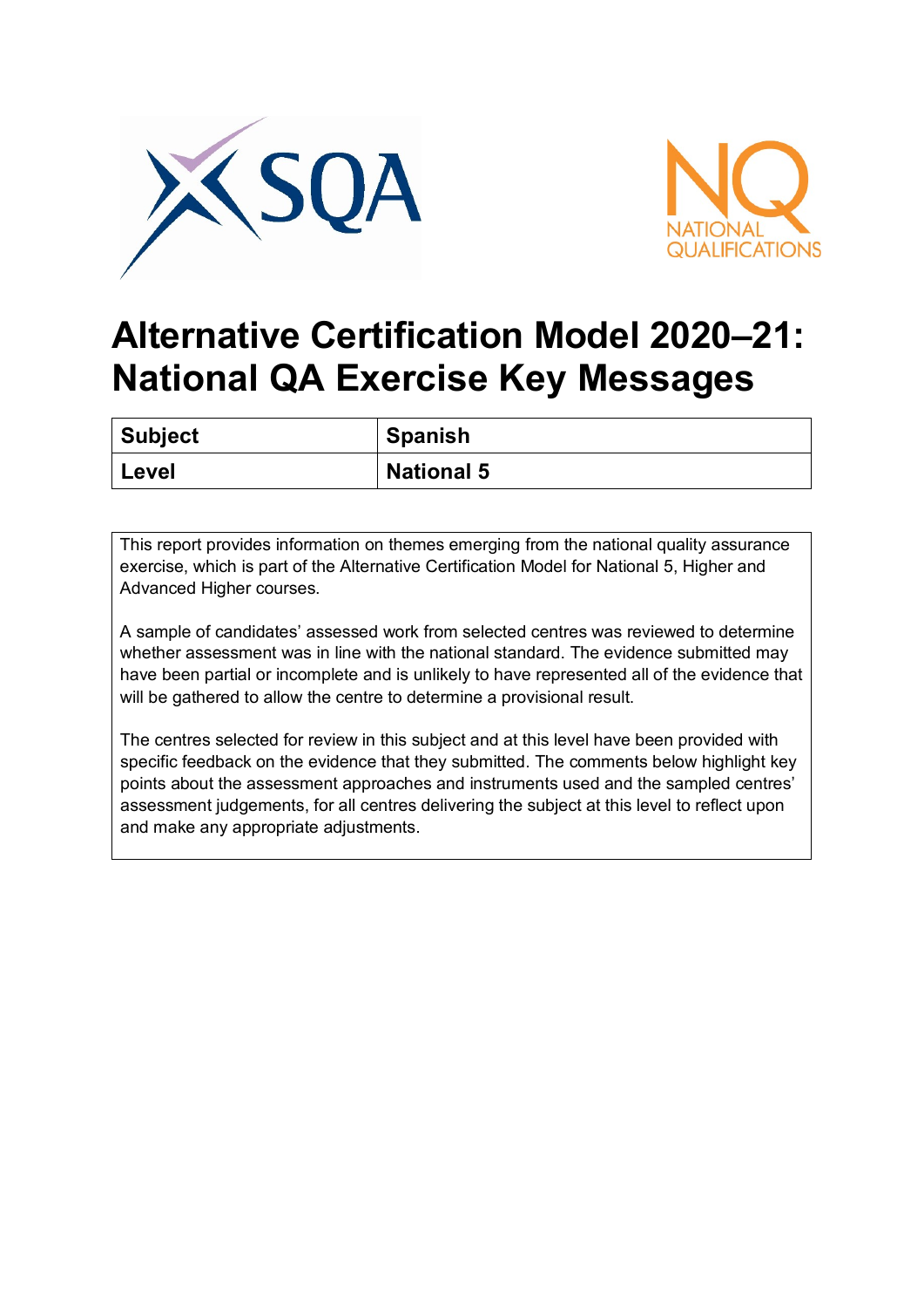# Alternative Certification Model 2020–21: National QA Exercise Key Messages

| Subject | Spanish |
|---|---|
| Level | National 5 |

This report provides information on themes emerging from the national quality assurance exercise, which is part of the Alternative Certification Model for National 5, Higher and Advanced Higher courses.

A sample of candidates' assessed work from selected centres was reviewed to determine whether assessment was in line with the national standard. The evidence submitted may have been partial or incomplete and is unlikely to have represented all of the evidence that will be gathered to allow the centre to determine a provisional result.

The centres selected for review in this subject and at this level have been provided with specific feedback on the evidence that they submitted. The comments below highlight key points about the assessment approaches and instruments used and the sampled centres' assessment judgements, for all centres delivering the subject at this level to reflect upon and make any appropriate adjustments.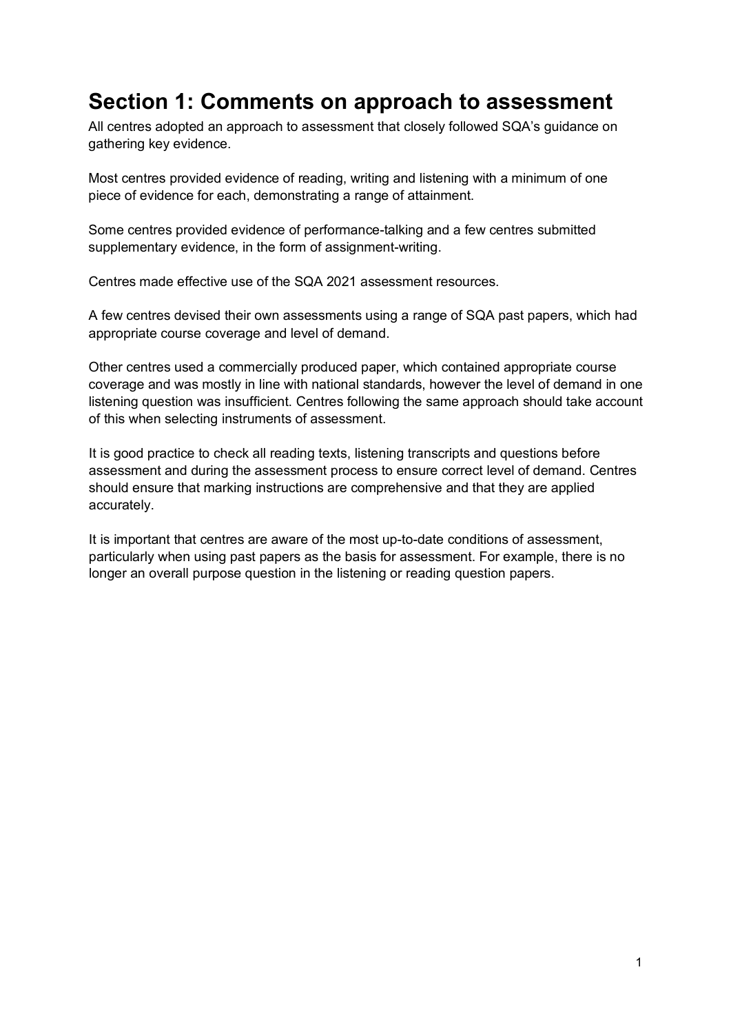# Section 1: Comments on approach to assessment

All centres adopted an approach to assessment that closely followed SQA's guidance on gathering key evidence.

Most centres provided evidence of reading, writing and listening with a minimum of one piece of evidence for each, demonstrating a range of attainment.

Some centres provided evidence of performance-talking and a few centres submitted supplementary evidence, in the form of assignment-writing.

Centres made effective use of the SQA 2021 assessment resources.

A few centres devised their own assessments using a range of SQA past papers, which had appropriate course coverage and level of demand.

Other centres used a commercially produced paper, which contained appropriate course coverage and was mostly in line with national standards, however the level of demand in one listening question was insufficient. Centres following the same approach should take account of this when selecting instruments of assessment.

It is good practice to check all reading texts, listening transcripts and questions before assessment and during the assessment process to ensure correct level of demand. Centres should ensure that marking instructions are comprehensive and that they are applied accurately.

It is important that centres are aware of the most up-to-date conditions of assessment, particularly when using past papers as the basis for assessment. For example, there is no longer an overall purpose question in the listening or reading question papers.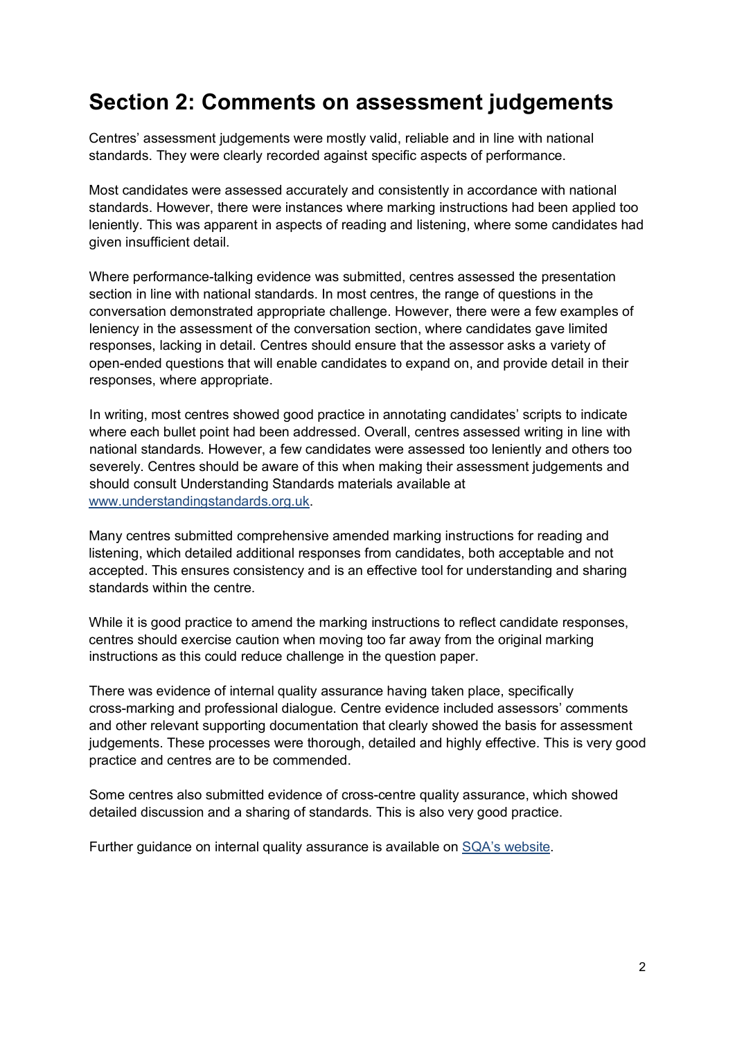## Section 2: Comments on assessment judgements

Centres' assessment judgements were mostly valid, reliable and in line with national standards. They were clearly recorded against specific aspects of performance.

Most candidates were assessed accurately and consistently in accordance with national standards. However, there were instances where marking instructions had been applied too leniently. This was apparent in aspects of reading and listening, where some candidates had given insufficient detail.

Where performance-talking evidence was submitted, centres assessed the presentation section in line with national standards. In most centres, the range of questions in the conversation demonstrated appropriate challenge. However, there were a few examples of leniency in the assessment of the conversation section, where candidates gave limited responses, lacking in detail. Centres should ensure that the assessor asks a variety of open-ended questions that will enable candidates to expand on, and provide detail in their responses, where appropriate.

In writing, most centres showed good practice in annotating candidates' scripts to indicate where each bullet point had been addressed. Overall, centres assessed writing in line with national standards. However, a few candidates were assessed too leniently and others too severely. Centres should be aware of this when making their assessment judgements and should consult Understanding Standards materials available at [www.understandingstandards.org.uk](http://www.understandingstandards.org.uk).

Many centres submitted comprehensive amended marking instructions for reading and listening, which detailed additional responses from candidates, both acceptable and not accepted. This ensures consistency and is an effective tool for understanding and sharing standards within the centre.

While it is good practice to amend the marking instructions to reflect candidate responses, centres should exercise caution when moving too far away from the original marking instructions as this could reduce challenge in the question paper.

There was evidence of internal quality assurance having taken place, specifically cross-marking and professional dialogue. Centre evidence included assessors' comments and other relevant supporting documentation that clearly showed the basis for assessment judgements. These processes were thorough, detailed and highly effective. This is very good practice and centres are to be commended.

Some centres also submitted evidence of cross-centre quality assurance, which showed detailed discussion and a sharing of standards. This is also very good practice.

Further guidance on internal quality assurance is available on SQA's website.